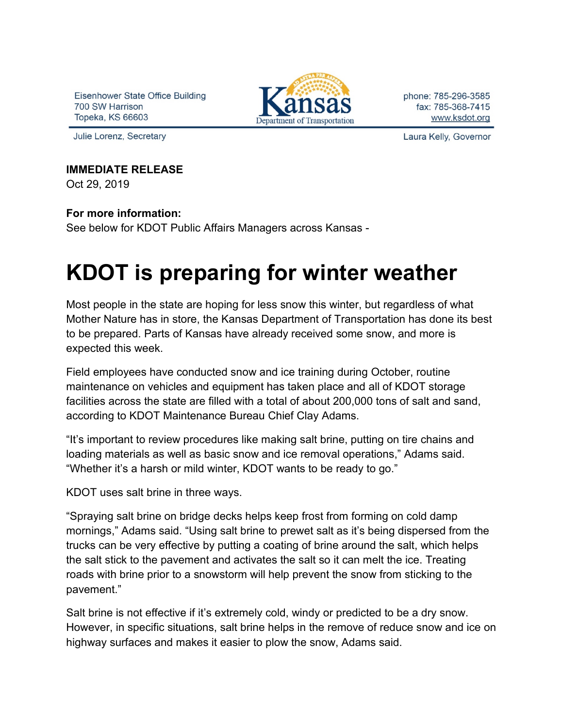Eisenhower State Office Building
700 SW Harrison
Topeka, KS 66603

Kansas Department of Transportation

phone: 785-296-3585
fax: 785-368-7415
www.ksdot.org

Julie Lorenz, Secretary

Laura Kelly, Governor

**IMMEDIATE RELEASE**
Oct 29, 2019

**For more information:**
See below for KDOT Public Affairs Managers across Kansas -

# KDOT is preparing for winter weather

Most people in the state are hoping for less snow this winter, but regardless of what Mother Nature has in store, the Kansas Department of Transportation has done its best to be prepared. Parts of Kansas have already received some snow, and more is expected this week.

Field employees have conducted snow and ice training during October, routine maintenance on vehicles and equipment has taken place and all of KDOT storage facilities across the state are filled with a total of about 200,000 tons of salt and sand, according to KDOT Maintenance Bureau Chief Clay Adams.

"It's important to review procedures like making salt brine, putting on tire chains and loading materials as well as basic snow and ice removal operations," Adams said. "Whether it's a harsh or mild winter, KDOT wants to be ready to go."

KDOT uses salt brine in three ways.

"Spraying salt brine on bridge decks helps keep frost from forming on cold damp mornings," Adams said. "Using salt brine to prewet salt as it's being dispersed from the trucks can be very effective by putting a coating of brine around the salt, which helps the salt stick to the pavement and activates the salt so it can melt the ice. Treating roads with brine prior to a snowstorm will help prevent the snow from sticking to the pavement."

Salt brine is not effective if it's extremely cold, windy or predicted to be a dry snow. However, in specific situations, salt brine helps in the remove of reduce snow and ice on highway surfaces and makes it easier to plow the snow, Adams said.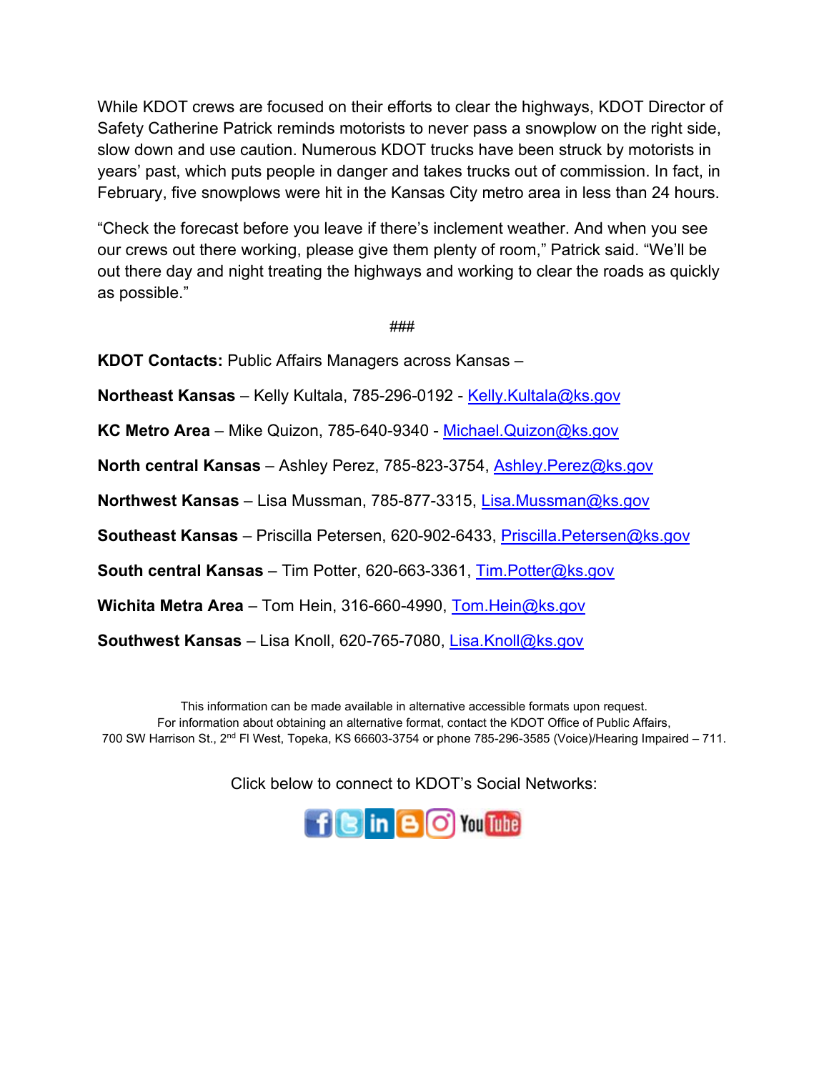While KDOT crews are focused on their efforts to clear the highways, KDOT Director of Safety Catherine Patrick reminds motorists to never pass a snowplow on the right side, slow down and use caution. Numerous KDOT trucks have been struck by motorists in years' past, which puts people in danger and takes trucks out of commission. In fact, in February, five snowplows were hit in the Kansas City metro area in less than 24 hours.

"Check the forecast before you leave if there's inclement weather. And when you see our crews out there working, please give them plenty of room," Patrick said. "We'll be out there day and night treating the highways and working to clear the roads as quickly as possible."

###

**KDOT Contacts:** Public Affairs Managers across Kansas –

**Northeast Kansas** – Kelly Kultala, 785-296-0192 - Kelly.Kultala@ks.gov

**KC Metro Area** – Mike Quizon, 785-640-9340 - Michael.Quizon@ks.gov

**North central Kansas** – Ashley Perez, 785-823-3754, Ashley.Perez@ks.gov

**Northwest Kansas** – Lisa Mussman, 785-877-3315, Lisa.Mussman@ks.gov

**Southeast Kansas** – Priscilla Petersen, 620-902-6433, Priscilla.Petersen@ks.gov

**South central Kansas** – Tim Potter, 620-663-3361, Tim.Potter@ks.gov

**Wichita Metra Area** – Tom Hein, 316-660-4990, Tom.Hein@ks.gov

**Southwest Kansas** – Lisa Knoll, 620-765-7080, Lisa.Knoll@ks.gov

This information can be made available in alternative accessible formats upon request.
For information about obtaining an alternative format, contact the KDOT Office of Public Affairs,
700 SW Harrison St., 2nd Fl West, Topeka, KS 66603-3754 or phone 785-296-3585 (Voice)/Hearing Impaired – 711.

Click below to connect to KDOT's Social Networks: